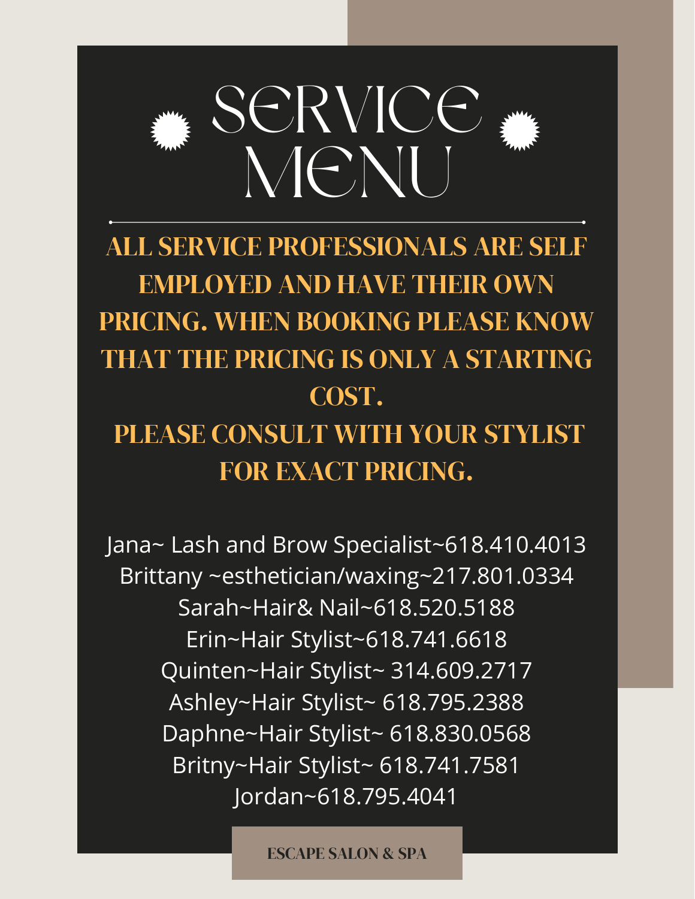# SERVICE MENU

**ALL SERVICE PROFESSIONALS ARE SELF EMPLOYED AND HAVE THEIR OWN PRICING. WHEN BOOKING PLEASE KNOW THAT THE PRICING IS ONLY A STARTING COST.**

**PLEASE CONSULT WITH YOUR STYLIST FOR EXACT PRICING.**

Jana~ Lash and Brow Specialist~618.410.4013
Brittany ~esthetician/waxing~217.801.0334
Sarah~Hair& Nail~618.520.5188
Erin~Hair Stylist~618.741.6618
Quinten~Hair Stylist~ 314.609.2717
Ashley~Hair Stylist~ 618.795.2388
Daphne~Hair Stylist~ 618.830.0568
Britny~Hair Stylist~ 618.741.7581
Jordan~618.795.4041

ESCAPE SALON & SPA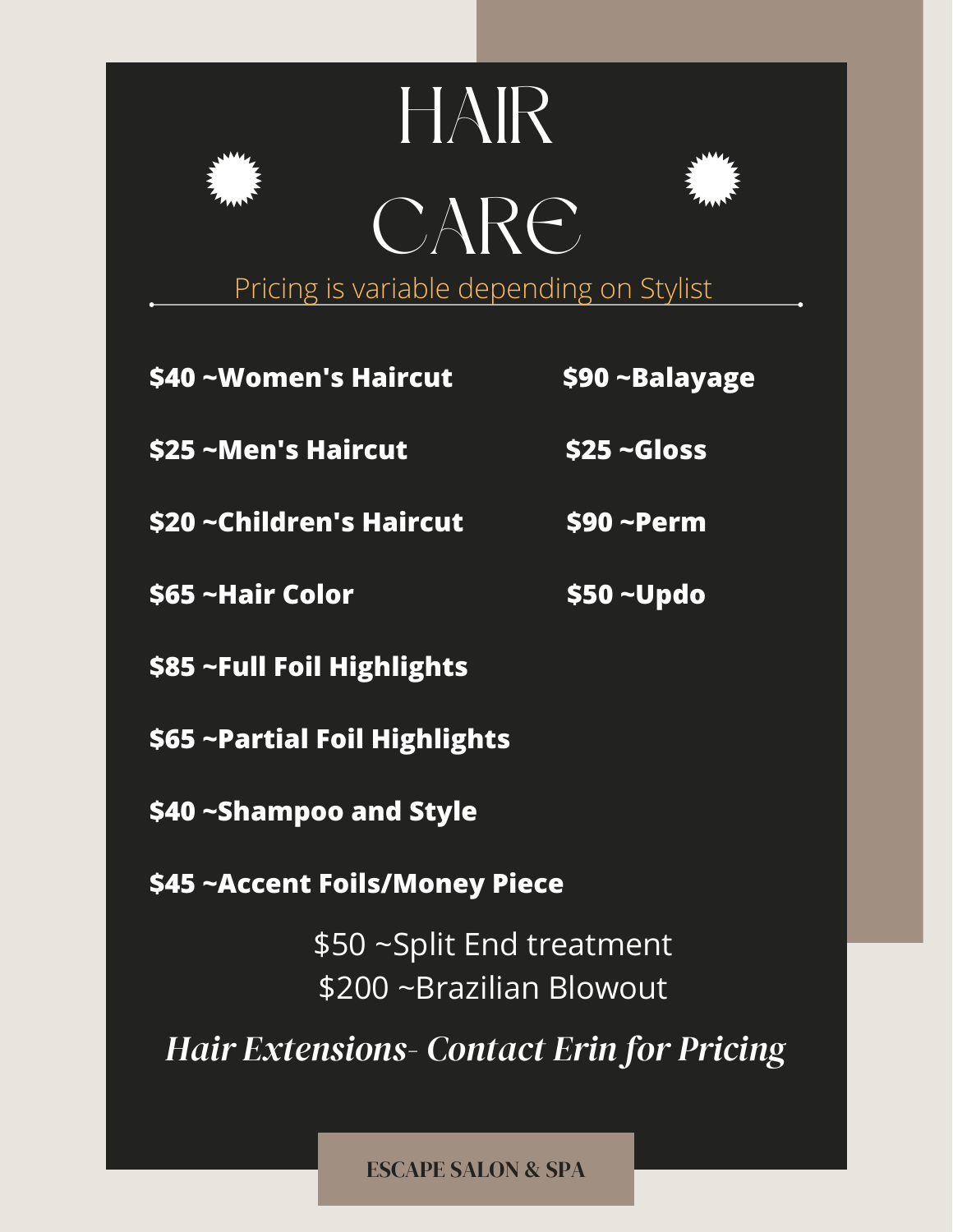# HAIR CARE

Pricing is variable depending on Stylist

**$40 ~Women's Haircut**

**$25 ~Men's Haircut**

**$20 ~Children's Haircut**

**$65 ~Hair Color**

**$85 ~Full Foil Highlights**

**$65 ~Partial Foil Highlights**

**$40 ~Shampoo and Style**

**$45 ~Accent Foils/Money Piece**

**$90 ~Balayage**

**$25 ~Gloss**

**$90 ~Perm**

**$50 ~Updo**

$50 ~Split End treatment

$200 ~Brazilian Blowout

***Hair Extensions- Contact Erin for Pricing***

ESCAPE SALON & SPA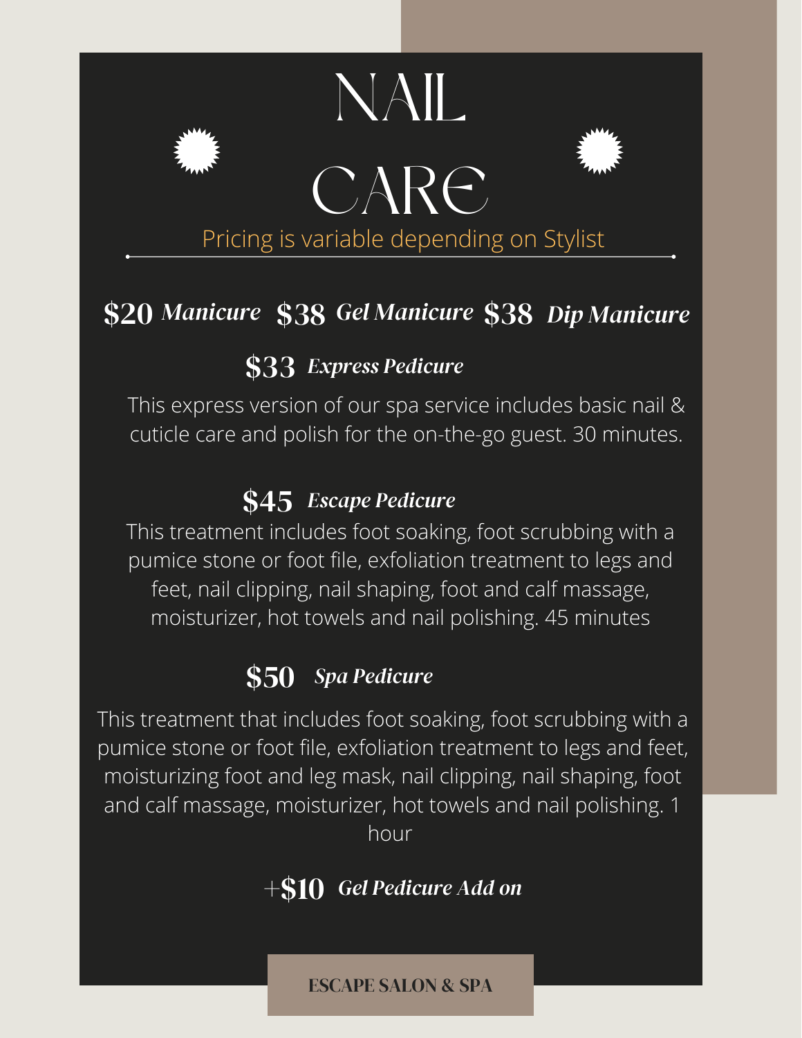# NAIL CARE

Pricing is variable depending on Stylist

---

**$20** ***Manicure*** **$38** ***Gel Manicure*** **$38** ***Dip Manicure***

**$33** ***Express Pedicure***

This express version of our spa service includes basic nail & cuticle care and polish for the on-the-go guest. 30 minutes.

**$45** ***Escape Pedicure***

This treatment includes foot soaking, foot scrubbing with a pumice stone or foot file, exfoliation treatment to legs and feet, nail clipping, nail shaping, foot and calf massage, moisturizer, hot towels and nail polishing. 45 minutes

**$50** ***Spa Pedicure***

This treatment that includes foot soaking, foot scrubbing with a pumice stone or foot file, exfoliation treatment to legs and feet, moisturizing foot and leg mask, nail clipping, nail shaping, foot and calf massage, moisturizer, hot towels and nail polishing. 1 hour

**+$10** ***Gel Pedicure Add on***

**ESCAPE SALON & SPA**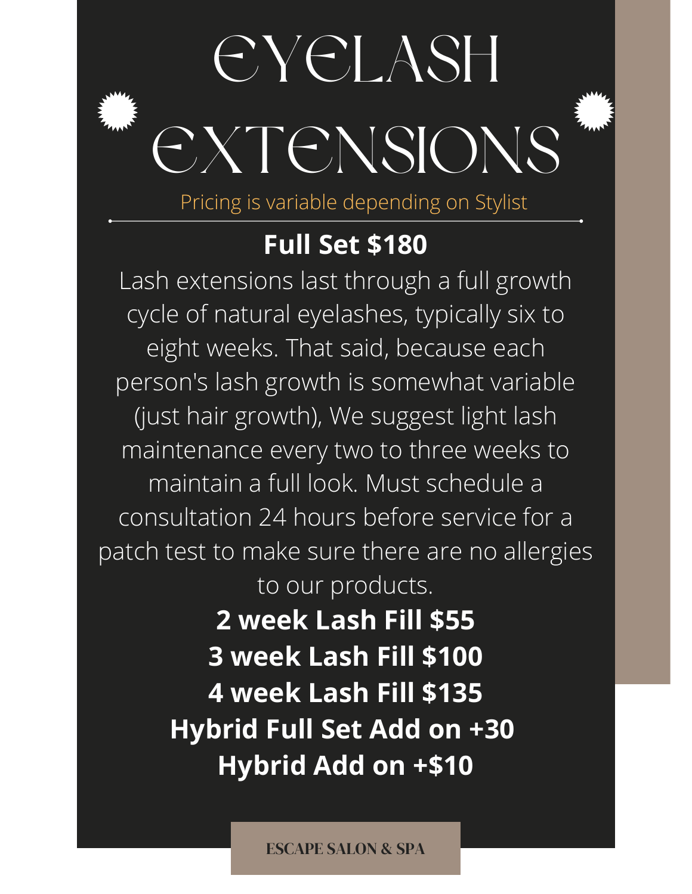# EYELASH EXTENSIONS

Pricing is variable depending on Stylist

---

**Full Set $180**

Lash extensions last through a full growth cycle of natural eyelashes, typically six to eight weeks. That said, because each person's lash growth is somewhat variable (just hair growth), We suggest light lash maintenance every two to three weeks to maintain a full look. Must schedule a consultation 24 hours before service for a patch test to make sure there are no allergies to our products.

**2 week Lash Fill $55**

**3 week Lash Fill $100**

**4 week Lash Fill $135**

**Hybrid Full Set Add on +30**

**Hybrid Add on +$10**

ESCAPE SALON & SPA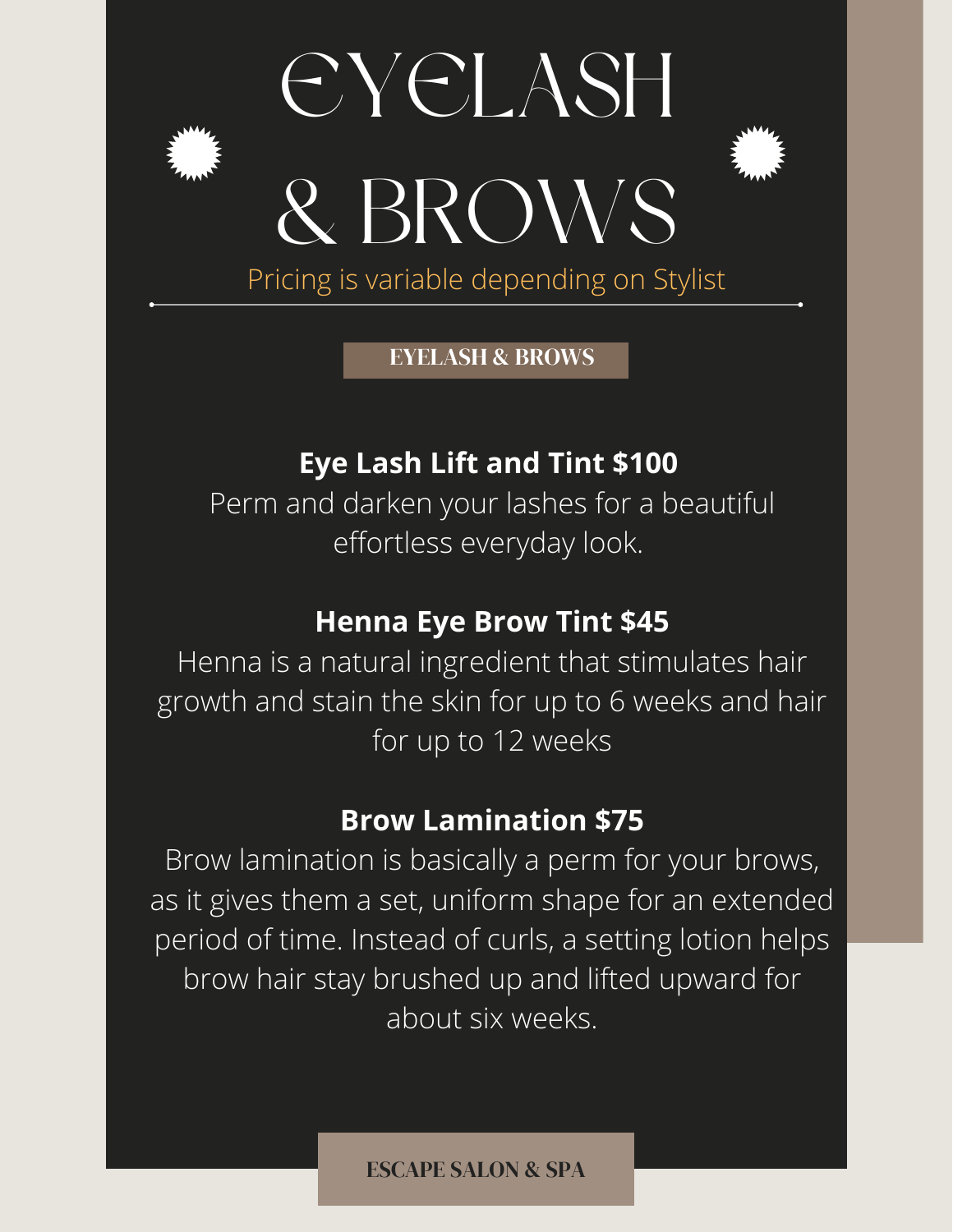# EYELASH & BROWS

Pricing is variable depending on Stylist

## EYELASH & BROWS

### Eye Lash Lift and Tint $100

Perm and darken your lashes for a beautiful effortless everyday look.

### Henna Eye Brow Tint $45

Henna is a natural ingredient that stimulates hair growth and stain the skin for up to 6 weeks and hair for up to 12 weeks

### Brow Lamination $75

Brow lamination is basically a perm for your brows, as it gives them a set, uniform shape for an extended period of time. Instead of curls, a setting lotion helps brow hair stay brushed up and lifted upward for about six weeks.

ESCAPE SALON & SPA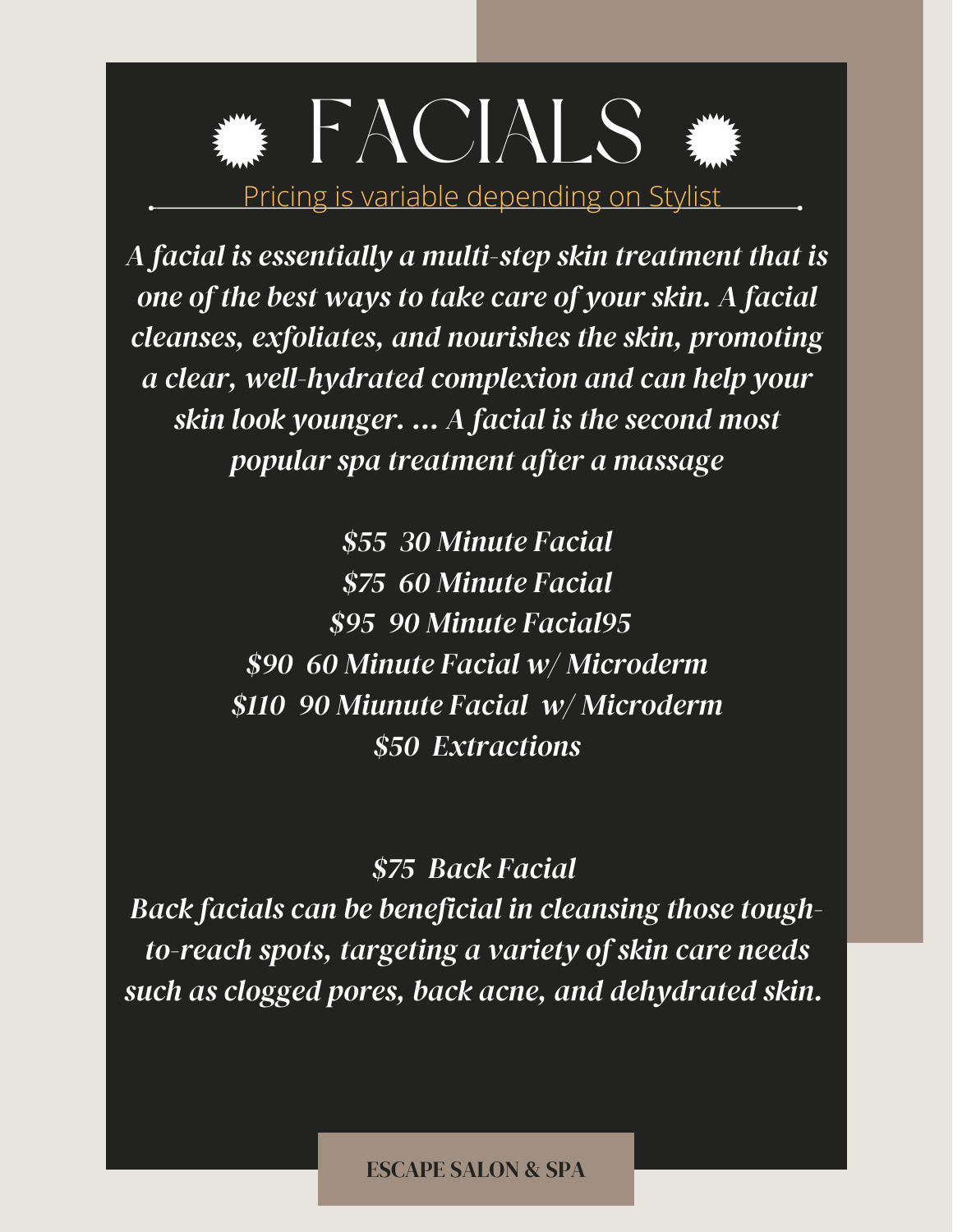# FACIALS

Pricing is variable depending on Stylist

*A facial is essentially a multi-step skin treatment that is one of the best ways to take care of your skin. A facial cleanses, exfoliates, and nourishes the skin, promoting a clear, well-hydrated complexion and can help your skin look younger. ... A facial is the second most popular spa treatment after a massage*

*$55 30 Minute Facial*
*$75 60 Minute Facial*
*$95 90 Minute Facial95*
*$90 60 Minute Facial w/ Microderm*
*$110 90 Miunute Facial w/ Microderm*
*$50 Extractions*

*$75 Back Facial*
*Back facials can be beneficial in cleansing those tough-to-reach spots, targeting a variety of skin care needs such as clogged pores, back acne, and dehydrated skin.*

**ESCAPE SALON & SPA**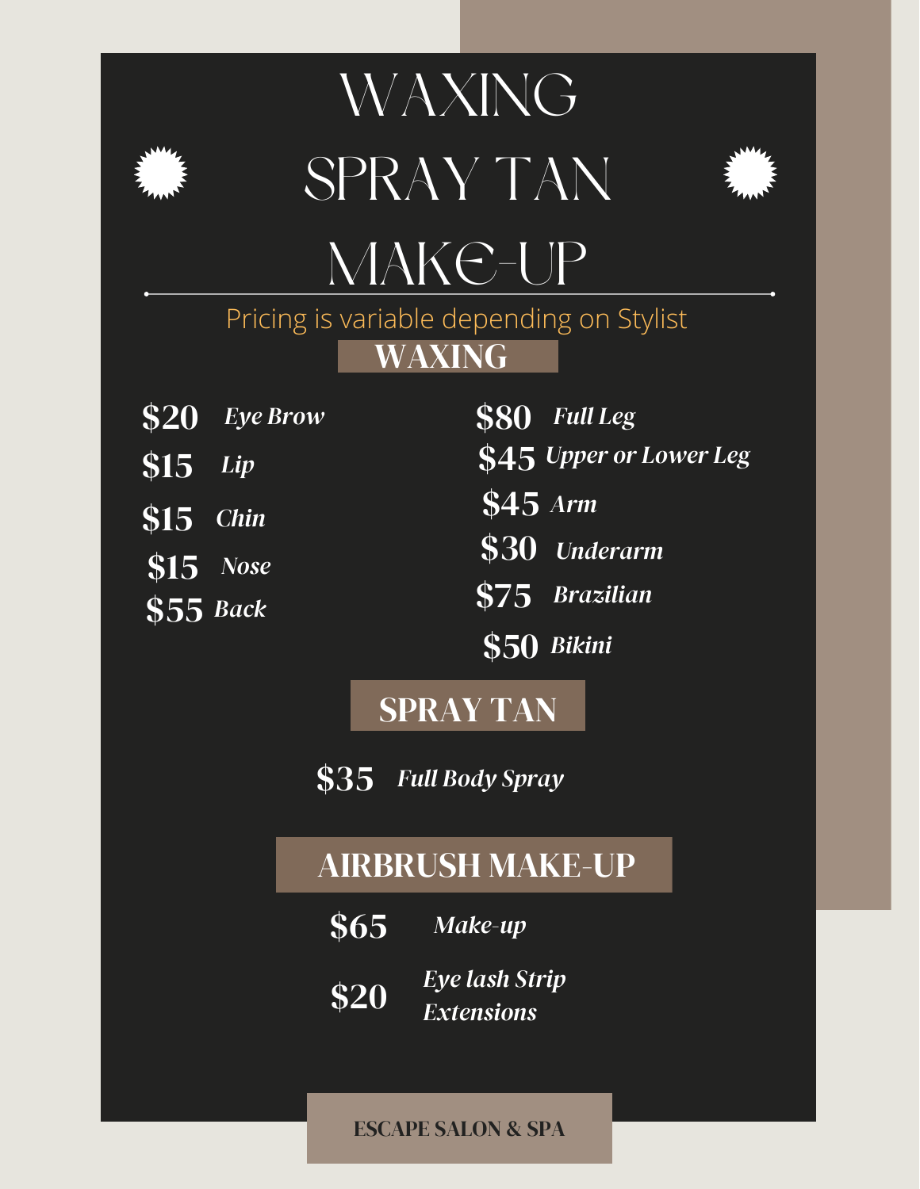# WAXING

# SPRAY TAN

# MAKE-UP

Pricing is variable depending on Stylist

## WAXING

**$20** *Eye Brow*

**$15** *Lip*

**$15** *Chin*

**$15** *Nose*

**$55** *Back*

**$80** *Full Leg*

**$45** *Upper or Lower Leg*

**$45** *Arm*

**$30** *Underarm*

**$75** *Brazilian*

**$50** *Bikini*

## SPRAY TAN

**$35** *Full Body Spray*

## AIRBRUSH MAKE-UP

**$65** *Make-up*

**$20** *Eye lash Strip Extensions*

ESCAPE SALON & SPA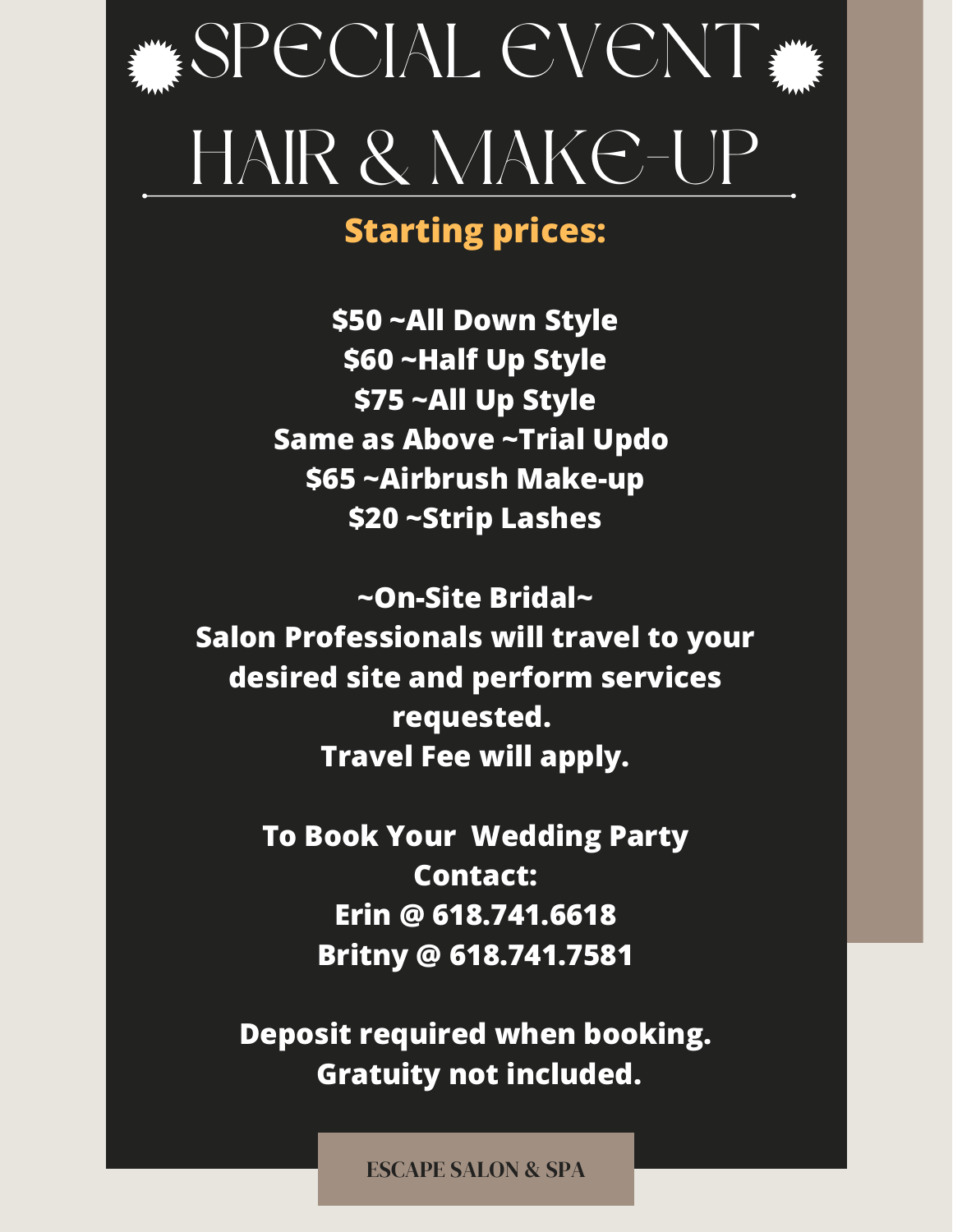# SPECIAL EVENT HAIR & MAKE-UP

**Starting prices:**

**$50 ~All Down Style**
**$60 ~Half Up Style**
**$75 ~All Up Style**
**Same as Above ~Trial Updo**
**$65 ~Airbrush Make-up**
**$20 ~Strip Lashes**

**~On-Site Bridal~**
**Salon Professionals will travel to your desired site and perform services requested.**
**Travel Fee will apply.**

**To Book Your Wedding Party Contact:**
**Erin @ 618.741.6618**
**Britny @ 618.741.7581**

**Deposit required when booking.**
**Gratuity not included.**

ESCAPE SALON & SPA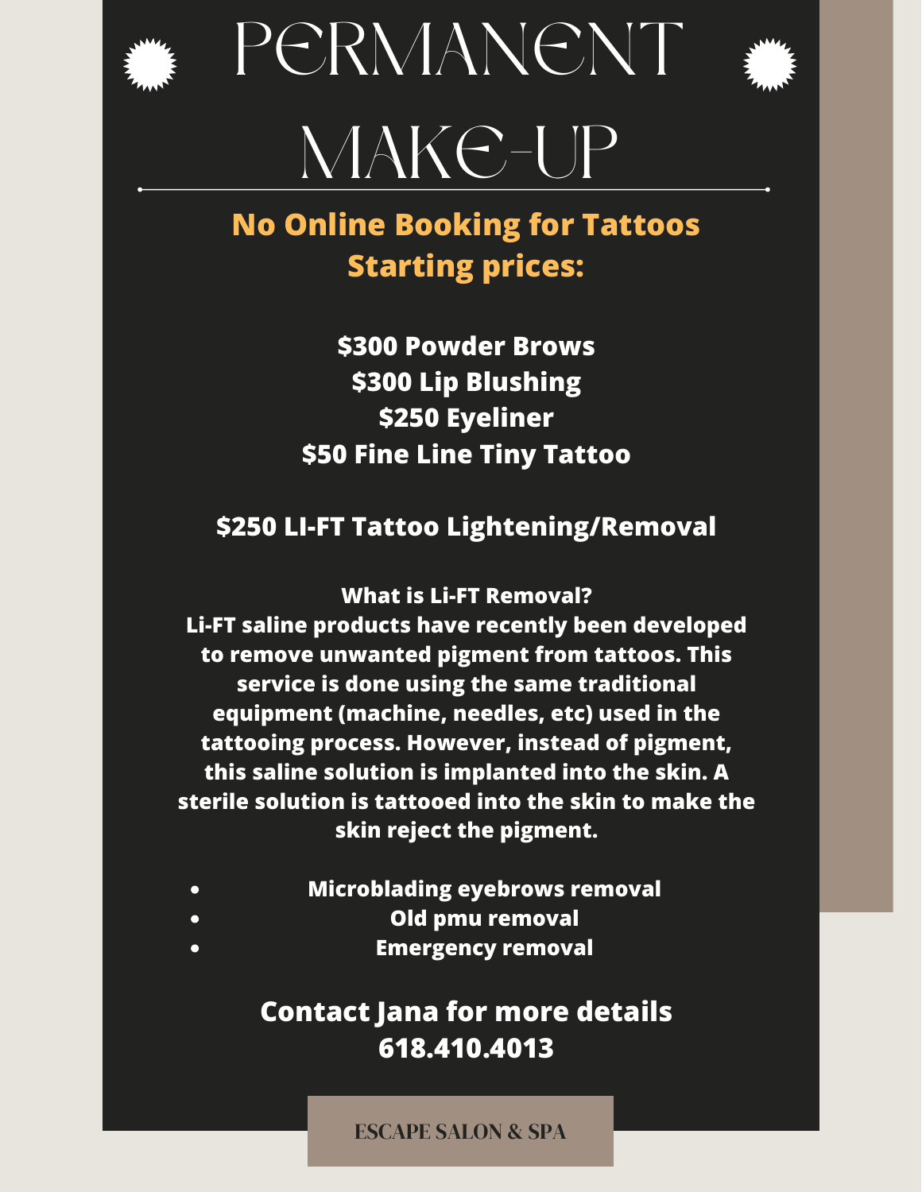# PERMANENT MAKE-UP

**No Online Booking for Tattoos**
**Starting prices:**

**$300 Powder Brows**
**$300 Lip Blushing**
**$250 Eyeliner**
**$50 Fine Line Tiny Tattoo**

**$250 LI-FT Tattoo Lightening/Removal**

**What is Li-FT Removal?**
**Li-FT saline products have recently been developed to remove unwanted pigment from tattoos. This service is done using the same traditional equipment (machine, needles, etc) used in the tattooing process. However, instead of pigment, this saline solution is implanted into the skin. A sterile solution is tattooed into the skin to make the skin reject the pigment.**

- **Microblading eyebrows removal**
- **Old pmu removal**
- **Emergency removal**

**Contact Jana for more details**
**618.410.4013**

ESCAPE SALON & SPA